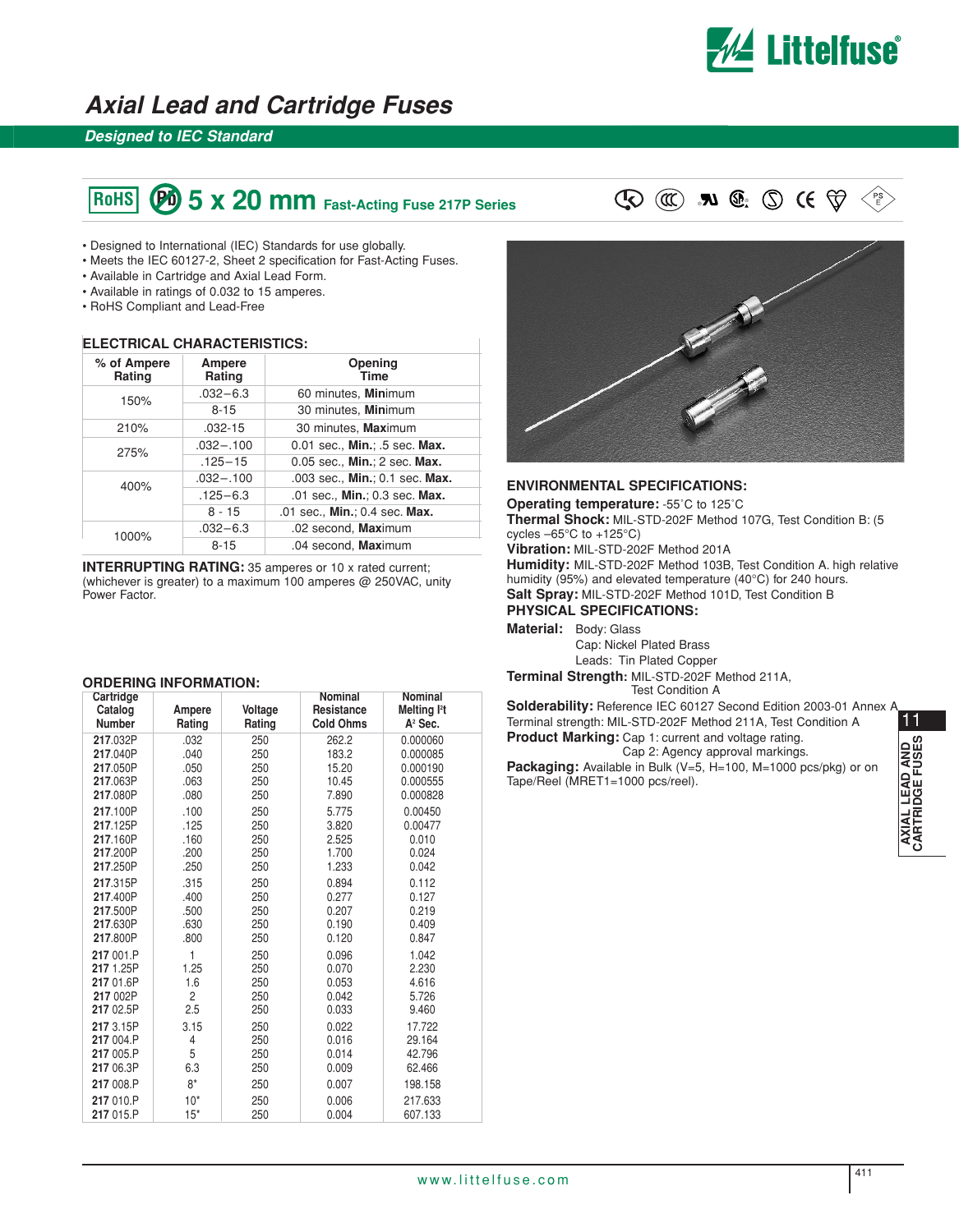# Axial Lead and Cartridge Fuses

## Designed to IEC Standard

## 5 x 20 mm Fast-Acting Fuse 217P Series

- Designed to International (IEC) Standards for use globally.
- Meets the IEC 60127-2, Sheet 2 specification for Fast-Acting Fuses.
- Available in Cartridge and Axial Lead Form.
- Available in ratings of 0.032 to 15 amperes.
- RoHS Compliant and Lead-Free

### ELECTRICAL CHARACTERISTICS:

| % of Ampere Rating | Ampere Rating | Opening Time |
|---|---|---|
| 150% | .032–6.3 | 60 minutes, **Min**imum |
| | 8-15 | 30 minutes, **Min**imum |
| 210% | .032-15 | 30 minutes, **Max**imum |
| 275% | .032–.100 | 0.01 sec., **Min.**; .5 sec. **Max.** |
| | .125–15 | 0.05 sec., **Min.**; 2 sec. **Max.** |
| 400% | .032–.100 | .003 sec., **Min.**; 0.1 sec. **Max.** |
| | .125–6.3 | .01 sec., **Min.**; 0.3 sec. **Max.** |
| | 8 - 15 | .01 sec., **Min.**; 0.4 sec. **Max.** |
| 1000% | .032–6.3 | .02 second, **Max**imum |
| | 8-15 | .04 second, **Max**imum |

**INTERRUPTING RATING:** 35 amperes or 10 x rated current; (whichever is greater) to a maximum 100 amperes @ 250VAC, unity Power Factor.

### ORDERING INFORMATION:

| Cartridge Catalog Number | Ampere Rating | Voltage Rating | Nominal Resistance Cold Ohms | Nominal Melting $I^2t$ $A^2$ Sec. |
|---|---|---|---|---|
| 217.032P | .032 | 250 | 262.2 | 0.000060 |
| 217.040P | .040 | 250 | 183.2 | 0.000085 |
| 217.050P | .050 | 250 | 15.20 | 0.000190 |
| 217.063P | .063 | 250 | 10.45 | 0.000555 |
| 217.080P | .080 | 250 | 7.890 | 0.000828 |
| 217.100P | .100 | 250 | 5.775 | 0.00450 |
| 217.125P | .125 | 250 | 3.820 | 0.00477 |
| 217.160P | .160 | 250 | 2.525 | 0.010 |
| 217.200P | .200 | 250 | 1.700 | 0.024 |
| 217.250P | .250 | 250 | 1.233 | 0.042 |
| 217.315P | .315 | 250 | 0.894 | 0.112 |
| 217.400P | .400 | 250 | 0.277 | 0.127 |
| 217.500P | .500 | 250 | 0.207 | 0.219 |
| 217.630P | .630 | 250 | 0.190 | 0.409 |
| 217.800P | .800 | 250 | 0.120 | 0.847 |
| 217 001.P | 1 | 250 | 0.096 | 1.042 |
| 217 1.25P | 1.25 | 250 | 0.070 | 2.230 |
| 217 01.6P | 1.6 | 250 | 0.053 | 4.616 |
| 217 002P | 2 | 250 | 0.042 | 5.726 |
| 217 02.5P | 2.5 | 250 | 0.033 | 9.460 |
| 217 3.15P | 3.15 | 250 | 0.022 | 17.722 |
| 217 004.P | 4 | 250 | 0.016 | 29.164 |
| 217 005.P | 5 | 250 | 0.014 | 42.796 |
| 217 06.3P | 6.3 | 250 | 0.009 | 62.466 |
| 217 008.P | 8* | 250 | 0.007 | 198.158 |
| 217 010.P | 10* | 250 | 0.006 | 217.633 |
| 217 015.P | 15* | 250 | 0.004 | 607.133 |

### ENVIRONMENTAL SPECIFICATIONS:

**Operating temperature:** -55˚C to 125˚C
**Thermal Shock:** MIL-STD-202F Method 107G, Test Condition B: (5 cycles –65°C to +125°C)
**Vibration:** MIL-STD-202F Method 201A
**Humidity:** MIL-STD-202F Method 103B, Test Condition A. high relative humidity (95%) and elevated temperature (40°C) for 240 hours.
**Salt Spray:** MIL-STD-202F Method 101D, Test Condition B

### PHYSICAL SPECIFICATIONS:

**Material:** Body: Glass
Cap: Nickel Plated Brass
Leads: Tin Plated Copper
**Terminal Strength:** MIL-STD-202F Method 211A, Test Condition A
**Solderability:** Reference IEC 60127 Second Edition 2003-01 Annex A
Terminal strength: MIL-STD-202F Method 211A, Test Condition A
**Product Marking:** Cap 1: current and voltage rating.
Cap 2: Agency approval markings.
**Packaging:** Available in Bulk (V=5, H=100, M=1000 pcs/pkg) or on Tape/Reel (MRET1=1000 pcs/reel).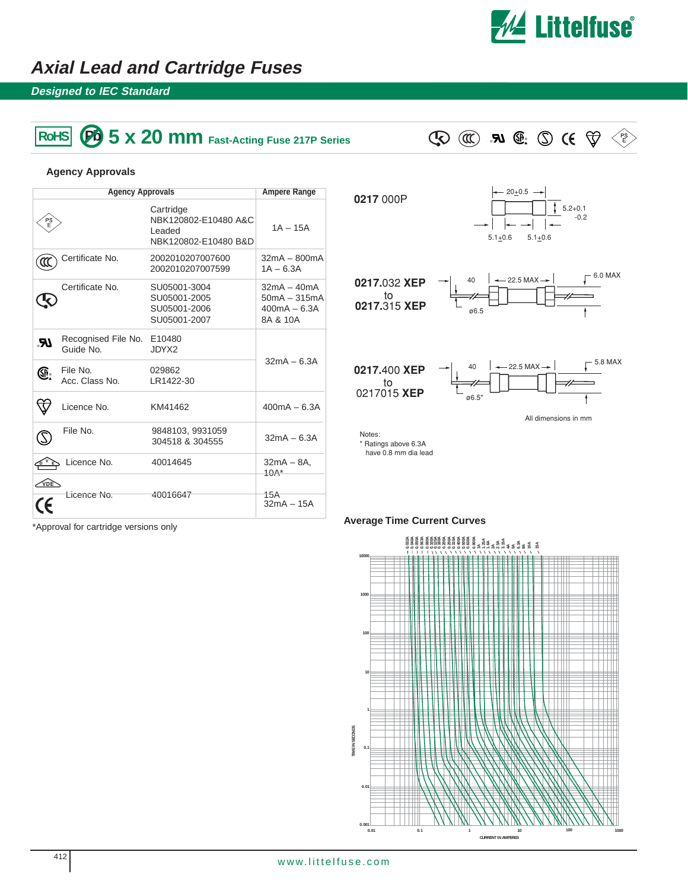# Axial Lead and Cartridge Fuses

*Designed to IEC Standard*

## RoHS Pb 5 x 20 mm Fast-Acting Fuse 217P Series

### Agency Approvals

| Agency Approvals | | | Ampere Range |
|---|---|---|---|
| PS E | | Cartridge NBK120802-E10480 A&C Leaded NBK120802-E10480 B&D | 1A – 15A |
| CCC | Certificate No. | 2002010207007600 2002010207007599 | 32mA – 800mA 1A – 6.3A |
| | Certificate No. | SU05001-3004 SU05001-2005 SU05001-2006 SU05001-2007 | 32mA – 40mA 50mA – 315mA 400mA – 6.3A 8A & 10A |
| UR | Recognised File No. Guide No. | E10480 JDYX2 | 32mA – 6.3A |
| CSA | File No. Acc. Class No. | 029862 LR1422-30 | 32mA – 6.3A |
| | Licence No. | KM41462 | 400mA – 6.3A |
| | File No. | 9848103, 9931059 304518 & 304555 | 32mA – 6.3A |
| DVE | Licence No. | 40014645 | 32mA – 8A, ~~10A*~~ |
| VDE | ~~Licence No.~~ | ~~40016647~~ | ~~15A~~ |
| CE | | | 32mA – 15A |

*Approval for cartridge versions only

**0217** 000P

20±0.5
5.2+0.1 -0.2
5.1±0.6
5.1±0.6

**0217**.032 **XEP** to **0217**.315 **XEP**

40
22.5 MAX
6.0 MAX
ø6.5

**0217**.400 **XEP** to 0217015 **XEP**

40
22.5 MAX
5.8 MAX
ø6.5*

All dimensions in mm

Notes:
* Ratings above 6.3A have 0.8 mm dia lead

### Average Time Current Curves

0.032A 0.040A 0.050A 0.063A 0.080A 0.100A 0.125A 0.160A 0.200A 0.250A 0.315A 0.400A 0.500A 0.630A 0.800A 1A 1.25A 1.6A 2A 2.5A 3.15A 4A 5A 6.3A 8A 10A 15A

TIME IN SECONDS

10000
1000
100
10
1
0.1
0.01
0.001

0.01
0.1
1
10
100
1000

CURRENT IN AMPERES